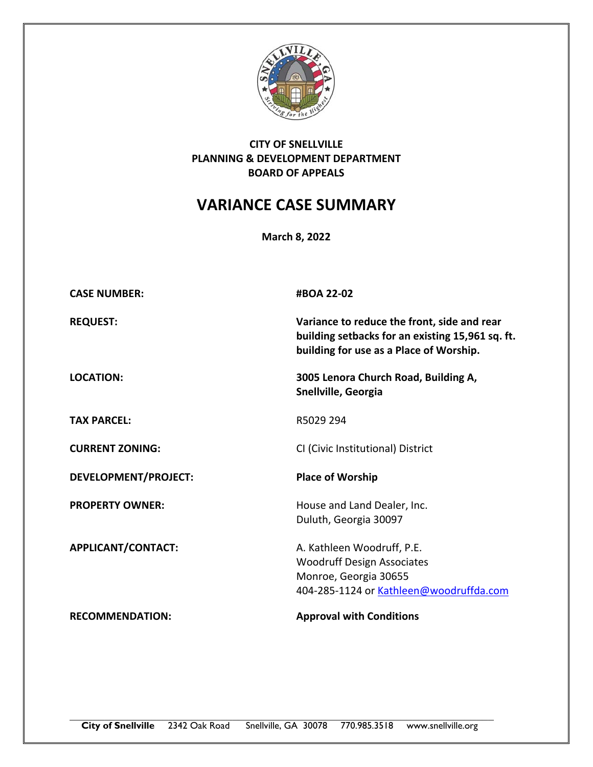**CITY OF SNELLVILLE**
**PLANNING & DEVELOPMENT DEPARTMENT**
**BOARD OF APPEALS**

# VARIANCE CASE SUMMARY

**March 8, 2022**

| | |
|---|---|
| **CASE NUMBER:** | **#BOA 22-02** |
| **REQUEST:** | **Variance to reduce the front, side and rear building setbacks for an existing 15,961 sq. ft. building for use as a Place of Worship.** |
| **LOCATION:** | **3005 Lenora Church Road, Building A, Snellville, Georgia** |
| **TAX PARCEL:** | R5029 294 |
| **CURRENT ZONING:** | CI (Civic Institutional) District |
| **DEVELOPMENT/PROJECT:** | **Place of Worship** |
| **PROPERTY OWNER:** | House and Land Dealer, Inc.<br>Duluth, Georgia 30097 |
| **APPLICANT/CONTACT:** | A. Kathleen Woodruff, P.E.<br>Woodruff Design Associates<br>Monroe, Georgia 30655<br>404-285-1124 or Kathleen@woodruffda.com |
| **RECOMMENDATION:** | **Approval with Conditions** |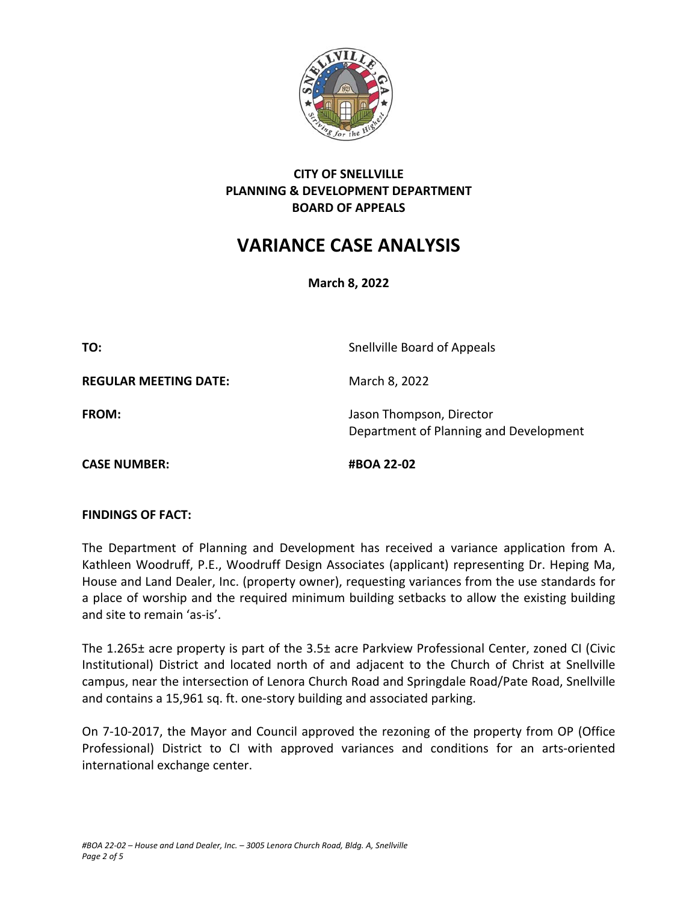**CITY OF SNELLVILLE**
**PLANNING & DEVELOPMENT DEPARTMENT**
**BOARD OF APPEALS**

# VARIANCE CASE ANALYSIS

**March 8, 2022**

| | |
|---|---|
| **TO:** | Snellville Board of Appeals |
| **REGULAR MEETING DATE:** | March 8, 2022 |
| **FROM:** | Jason Thompson, Director<br>Department of Planning and Development |
| **CASE NUMBER:** | **#BOA 22-02** |

**FINDINGS OF FACT:**

The Department of Planning and Development has received a variance application from A. Kathleen Woodruff, P.E., Woodruff Design Associates (applicant) representing Dr. Heping Ma, House and Land Dealer, Inc. (property owner), requesting variances from the use standards for a place of worship and the required minimum building setbacks to allow the existing building and site to remain 'as-is'.

The 1.265± acre property is part of the 3.5± acre Parkview Professional Center, zoned CI (Civic Institutional) District and located north of and adjacent to the Church of Christ at Snellville campus, near the intersection of Lenora Church Road and Springdale Road/Pate Road, Snellville and contains a 15,961 sq. ft. one-story building and associated parking.

On 7-10-2017, the Mayor and Council approved the rezoning of the property from OP (Office Professional) District to CI with approved variances and conditions for an arts-oriented international exchange center.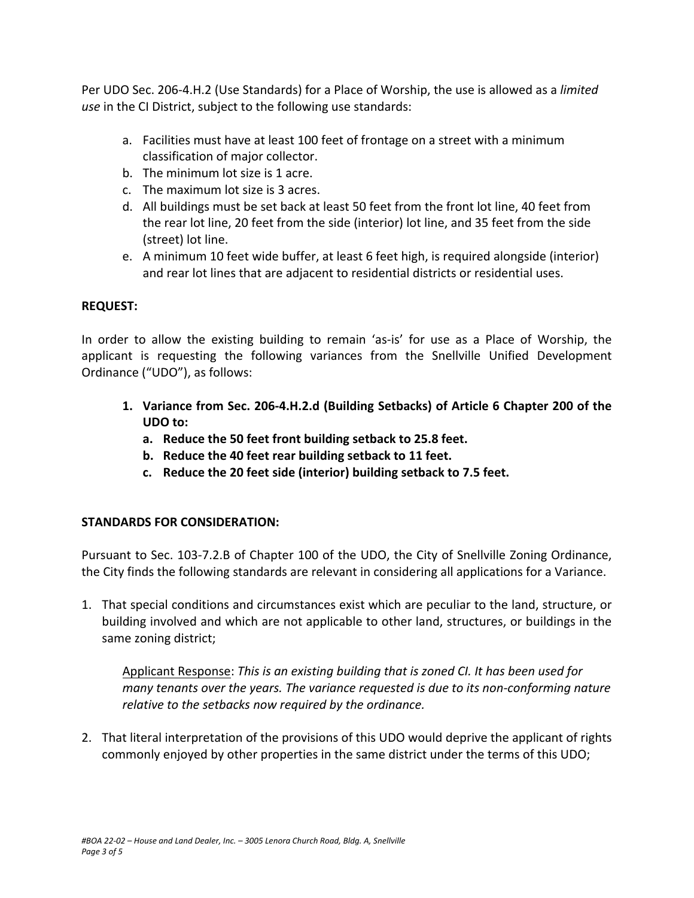Per UDO Sec. 206-4.H.2 (Use Standards) for a Place of Worship, the use is allowed as a *limited use* in the CI District, subject to the following use standards:

a. Facilities must have at least 100 feet of frontage on a street with a minimum classification of major collector.
b. The minimum lot size is 1 acre.
c. The maximum lot size is 3 acres.
d. All buildings must be set back at least 50 feet from the front lot line, 40 feet from the rear lot line, 20 feet from the side (interior) lot line, and 35 feet from the side (street) lot line.
e. A minimum 10 feet wide buffer, at least 6 feet high, is required alongside (interior) and rear lot lines that are adjacent to residential districts or residential uses.

**REQUEST:**

In order to allow the existing building to remain 'as-is' for use as a Place of Worship, the applicant is requesting the following variances from the Snellville Unified Development Ordinance ("UDO"), as follows:

1. **Variance from Sec. 206-4.H.2.d (Building Setbacks) of Article 6 Chapter 200 of the UDO to:**
   a. **Reduce the 50 feet front building setback to 25.8 feet.**
   b. **Reduce the 40 feet rear building setback to 11 feet.**
   c. **Reduce the 20 feet side (interior) building setback to 7.5 feet.**

**STANDARDS FOR CONSIDERATION:**

Pursuant to Sec. 103-7.2.B of Chapter 100 of the UDO, the City of Snellville Zoning Ordinance, the City finds the following standards are relevant in considering all applications for a Variance.

1. That special conditions and circumstances exist which are peculiar to the land, structure, or building involved and which are not applicable to other land, structures, or buildings in the same zoning district;

   Applicant Response: *This is an existing building that is zoned CI. It has been used for many tenants over the years. The variance requested is due to its non-conforming nature relative to the setbacks now required by the ordinance.*

2. That literal interpretation of the provisions of this UDO would deprive the applicant of rights commonly enjoyed by other properties in the same district under the terms of this UDO;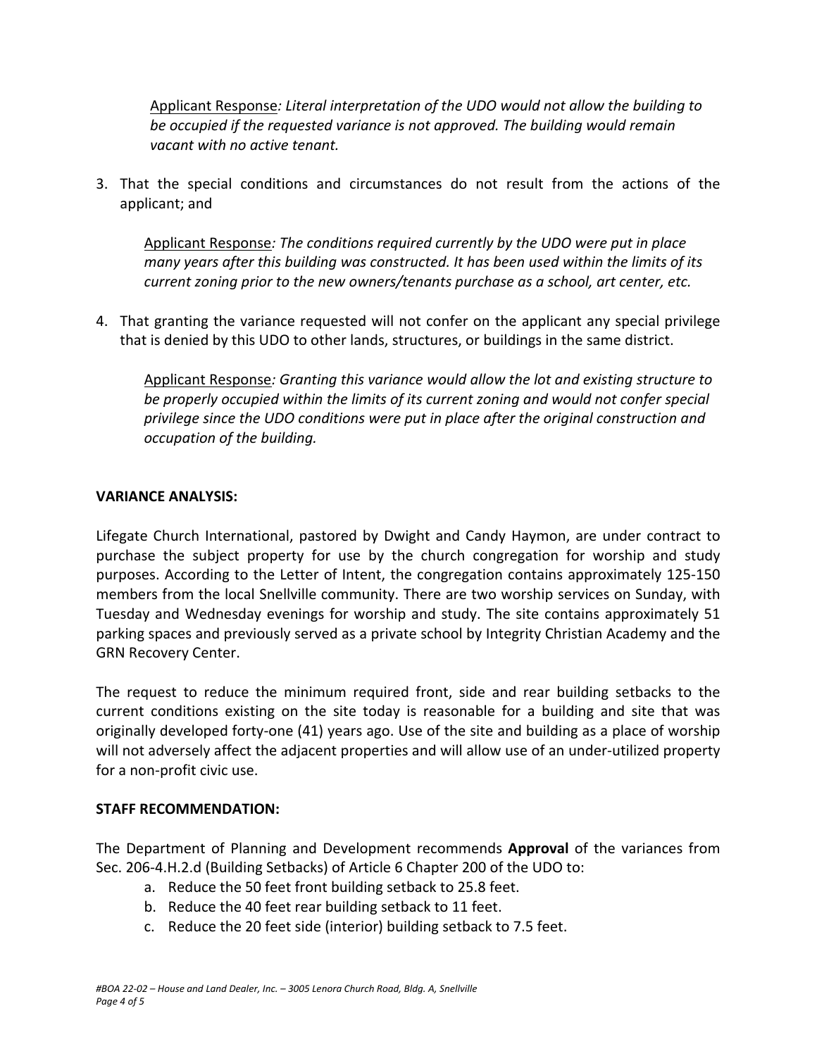Applicant Response*: Literal interpretation of the UDO would not allow the building to be occupied if the requested variance is not approved. The building would remain vacant with no active tenant.*

3. That the special conditions and circumstances do not result from the actions of the applicant; and

   Applicant Response*: The conditions required currently by the UDO were put in place many years after this building was constructed. It has been used within the limits of its current zoning prior to the new owners/tenants purchase as a school, art center, etc.*

4. That granting the variance requested will not confer on the applicant any special privilege that is denied by this UDO to other lands, structures, or buildings in the same district.

   Applicant Response*: Granting this variance would allow the lot and existing structure to be properly occupied within the limits of its current zoning and would not confer special privilege since the UDO conditions were put in place after the original construction and occupation of the building.*

**VARIANCE ANALYSIS:**

Lifegate Church International, pastored by Dwight and Candy Haymon, are under contract to purchase the subject property for use by the church congregation for worship and study purposes. According to the Letter of Intent, the congregation contains approximately 125-150 members from the local Snellville community. There are two worship services on Sunday, with Tuesday and Wednesday evenings for worship and study. The site contains approximately 51 parking spaces and previously served as a private school by Integrity Christian Academy and the GRN Recovery Center.

The request to reduce the minimum required front, side and rear building setbacks to the current conditions existing on the site today is reasonable for a building and site that was originally developed forty-one (41) years ago. Use of the site and building as a place of worship will not adversely affect the adjacent properties and will allow use of an under-utilized property for a non-profit civic use.

**STAFF RECOMMENDATION:**

The Department of Planning and Development recommends **Approval** of the variances from Sec. 206-4.H.2.d (Building Setbacks) of Article 6 Chapter 200 of the UDO to:

a. Reduce the 50 feet front building setback to 25.8 feet.
b. Reduce the 40 feet rear building setback to 11 feet.
c. Reduce the 20 feet side (interior) building setback to 7.5 feet.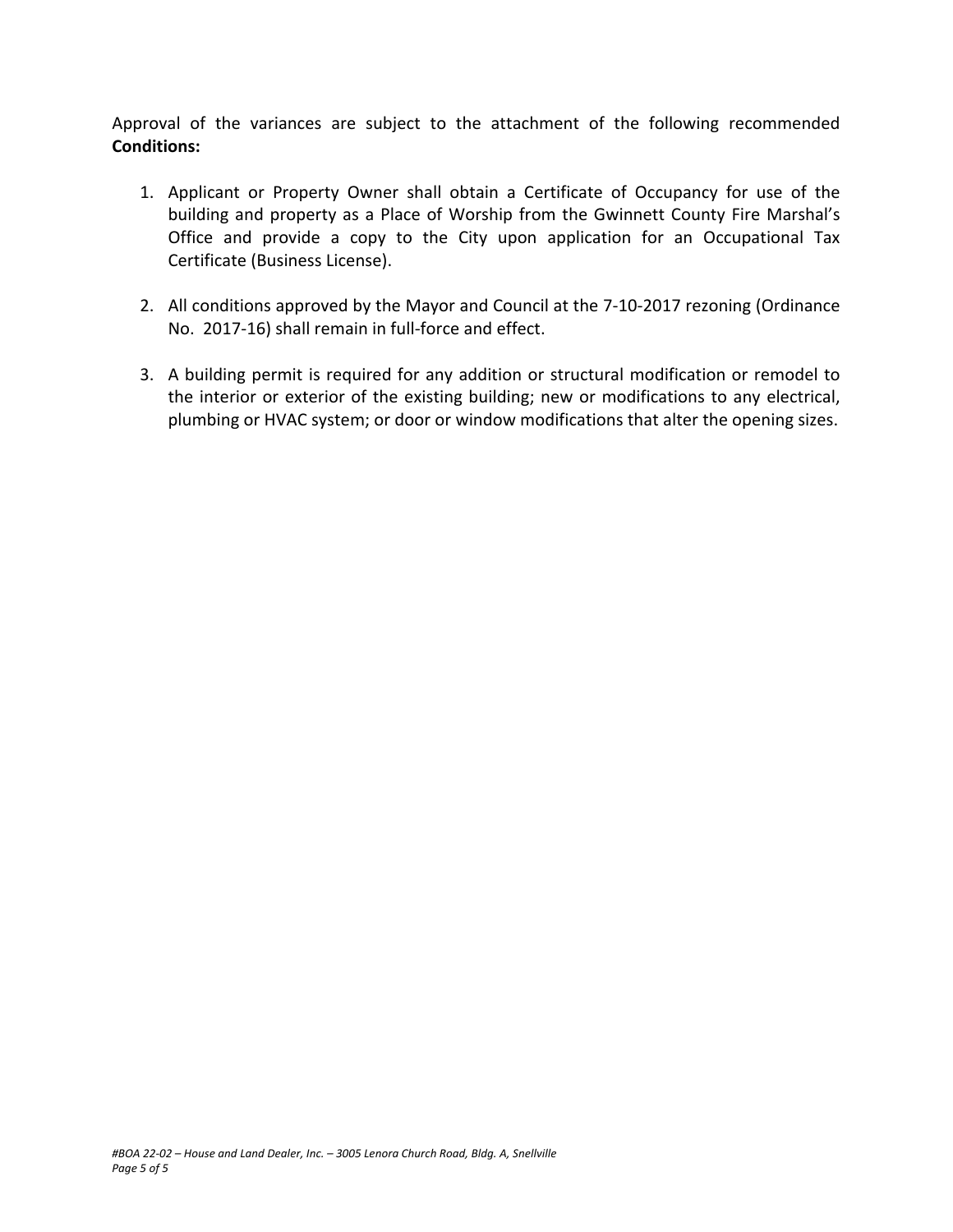Approval of the variances are subject to the attachment of the following recommended **Conditions:**

1. Applicant or Property Owner shall obtain a Certificate of Occupancy for use of the building and property as a Place of Worship from the Gwinnett County Fire Marshal's Office and provide a copy to the City upon application for an Occupational Tax Certificate (Business License).

2. All conditions approved by the Mayor and Council at the 7-10-2017 rezoning (Ordinance No. 2017-16) shall remain in full-force and effect.

3. A building permit is required for any addition or structural modification or remodel to the interior or exterior of the existing building; new or modifications to any electrical, plumbing or HVAC system; or door or window modifications that alter the opening sizes.